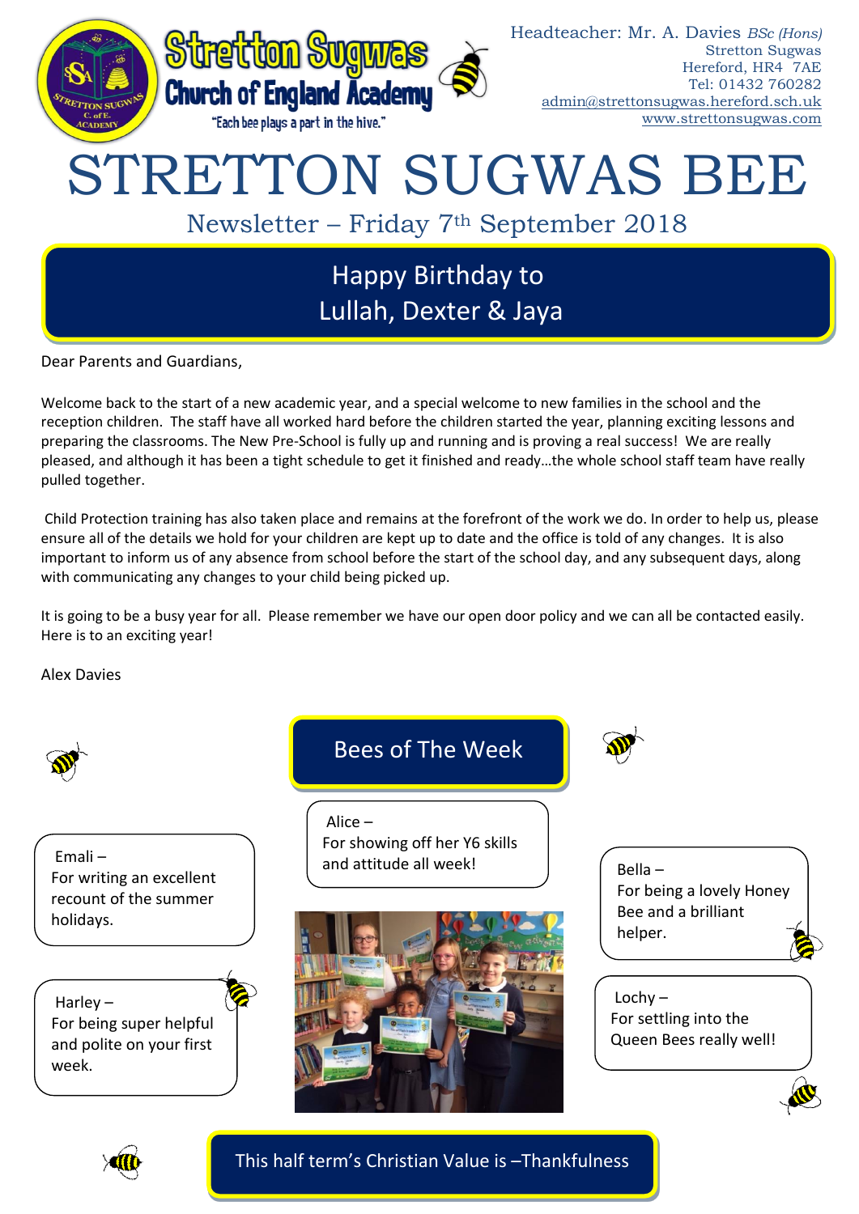Stretton Sugwas Church of England Academy

"Each bee plays a part in the hive."

Headteacher: Mr. A. Davies *BSc (Hons)*
Stretton Sugwas
Hereford, HR4 7AE
Tel: 01432 760282
admin@strettonsugwas.hereford.sch.uk
www.strettonsugwas.com

# STRETTON SUGWAS BEE

## Newsletter – Friday 7th September 2018

### Happy Birthday to Lullah, Dexter & Jaya

Dear Parents and Guardians,

Welcome back to the start of a new academic year, and a special welcome to new families in the school and the reception children. The staff have all worked hard before the children started the year, planning exciting lessons and preparing the classrooms. The New Pre-School is fully up and running and is proving a real success! We are really pleased, and although it has been a tight schedule to get it finished and ready…the whole school staff team have really pulled together.

Child Protection training has also taken place and remains at the forefront of the work we do. In order to help us, please ensure all of the details we hold for your children are kept up to date and the office is told of any changes. It is also important to inform us of any absence from school before the start of the school day, and any subsequent days, along with communicating any changes to your child being picked up.

It is going to be a busy year for all. Please remember we have our open door policy and we can all be contacted easily. Here is to an exciting year!

Alex Davies

### Bees of The Week

Emali – For writing an excellent recount of the summer holidays.

Harley – For being super helpful and polite on your first week.

Alice – For showing off her Y6 skills and attitude all week!

Bella – For being a lovely Honey Bee and a brilliant helper.

Lochy – For settling into the Queen Bees really well!

### This half term's Christian Value is –Thankfulness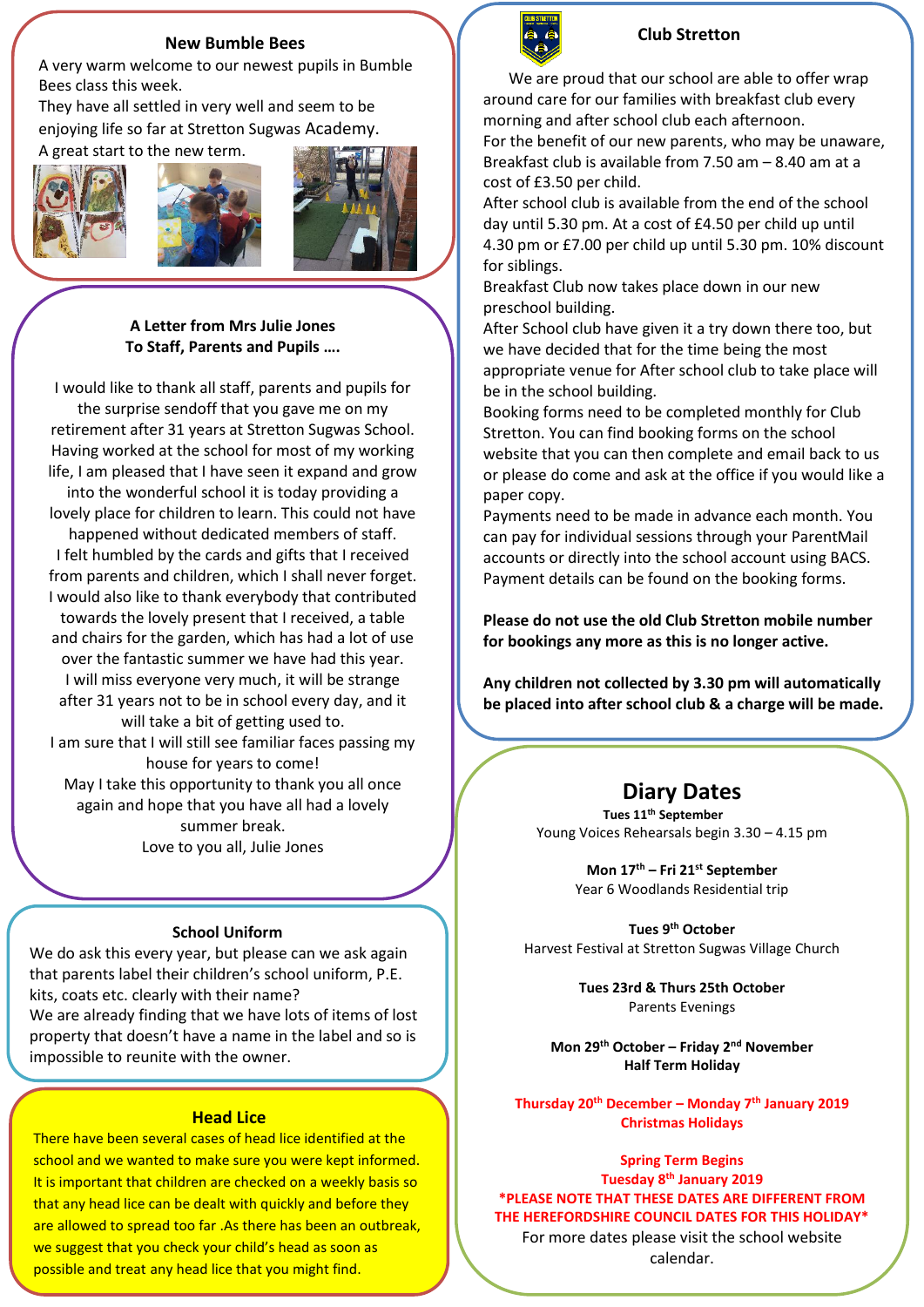## New Bumble Bees

A very warm welcome to our newest pupils in Bumble Bees class this week.
They have all settled in very well and seem to be enjoying life so far at Stretton Sugwas Academy.
A great start to the new term.

## A Letter from Mrs Julie Jones
### To Staff, Parents and Pupils ….

I would like to thank all staff, parents and pupils for the surprise sendoff that you gave me on my retirement after 31 years at Stretton Sugwas School. Having worked at the school for most of my working life, I am pleased that I have seen it expand and grow into the wonderful school it is today providing a lovely place for children to learn. This could not have happened without dedicated members of staff.
I felt humbled by the cards and gifts that I received from parents and children, which I shall never forget. I would also like to thank everybody that contributed towards the lovely present that I received, a table and chairs for the garden, which has had a lot of use over the fantastic summer we have had this year.
I will miss everyone very much, it will be strange after 31 years not to be in school every day, and it will take a bit of getting used to.
I am sure that I will still see familiar faces passing my house for years to come!
May I take this opportunity to thank you all once again and hope that you have all had a lovely summer break.
Love to you all, Julie Jones

## School Uniform

We do ask this every year, but please can we ask again that parents label their children's school uniform, P.E. kits, coats etc. clearly with their name?
We are already finding that we have lots of items of lost property that doesn't have a name in the label and so is impossible to reunite with the owner.

## Head Lice

There have been several cases of head lice identified at the school and we wanted to make sure you were kept informed. It is important that children are checked on a weekly basis so that any head lice can be dealt with quickly and before they are allowed to spread too far .As there has been an outbreak, we suggest that you check your child's head as soon as possible and treat any head lice that you might find.

## Club Stretton

We are proud that our school are able to offer wrap around care for our families with breakfast club every morning and after school club each afternoon.
For the benefit of our new parents, who may be unaware, Breakfast club is available from 7.50 am – 8.40 am at a cost of £3.50 per child.
After school club is available from the end of the school day until 5.30 pm. At a cost of £4.50 per child up until 4.30 pm or £7.00 per child up until 5.30 pm. 10% discount for siblings.
Breakfast Club now takes place down in our new preschool building.
After School club have given it a try down there too, but we have decided that for the time being the most appropriate venue for After school club to take place will be in the school building.
Booking forms need to be completed monthly for Club Stretton. You can find booking forms on the school website that you can then complete and email back to us or please do come and ask at the office if you would like a paper copy.
Payments need to be made in advance each month. You can pay for individual sessions through your ParentMail accounts or directly into the school account using BACS. Payment details can be found on the booking forms.

**Please do not use the old Club Stretton mobile number for bookings any more as this is no longer active.**

**Any children not collected by 3.30 pm will automatically be placed into after school club & a charge will be made.**

## Diary Dates

**Tues 11th September**
Young Voices Rehearsals begin 3.30 – 4.15 pm

**Mon 17th – Fri 21st September**
Year 6 Woodlands Residential trip

**Tues 9th October**
Harvest Festival at Stretton Sugwas Village Church

**Tues 23rd & Thurs 25th October**
Parents Evenings

**Mon 29th October – Friday 2nd November**
**Half Term Holiday**

**Thursday 20th December – Monday 7th January 2019**
**Christmas Holidays**

**Spring Term Begins**
**Tuesday 8th January 2019**
**\*PLEASE NOTE THAT THESE DATES ARE DIFFERENT FROM THE HEREFORDSHIRE COUNCIL DATES FOR THIS HOLIDAY\***

For more dates please visit the school website calendar.